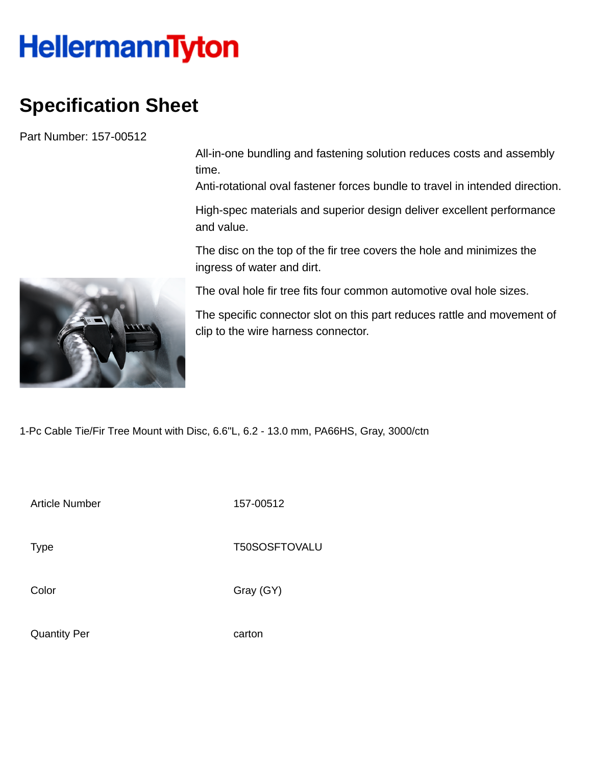HellermannTyton

# Specification Sheet

Part Number: 157-00512

All-in-one bundling and fastening solution reduces costs and assembly time.
Anti-rotational oval fastener forces bundle to travel in intended direction.

High-spec materials and superior design deliver excellent performance and value.

The disc on the top of the fir tree covers the hole and minimizes the ingress of water and dirt.

The oval hole fir tree fits four common automotive oval hole sizes.

The specific connector slot on this part reduces rattle and movement of clip to the wire harness connector.

1-Pc Cable Tie/Fir Tree Mount with Disc, 6.6"L, 6.2 - 13.0 mm, PA66HS, Gray, 3000/ctn

| | |
|---|---|
| Article Number | 157-00512 |
| Type | T50SOSFTOVALU |
| Color | Gray (GY) |
| Quantity Per | carton |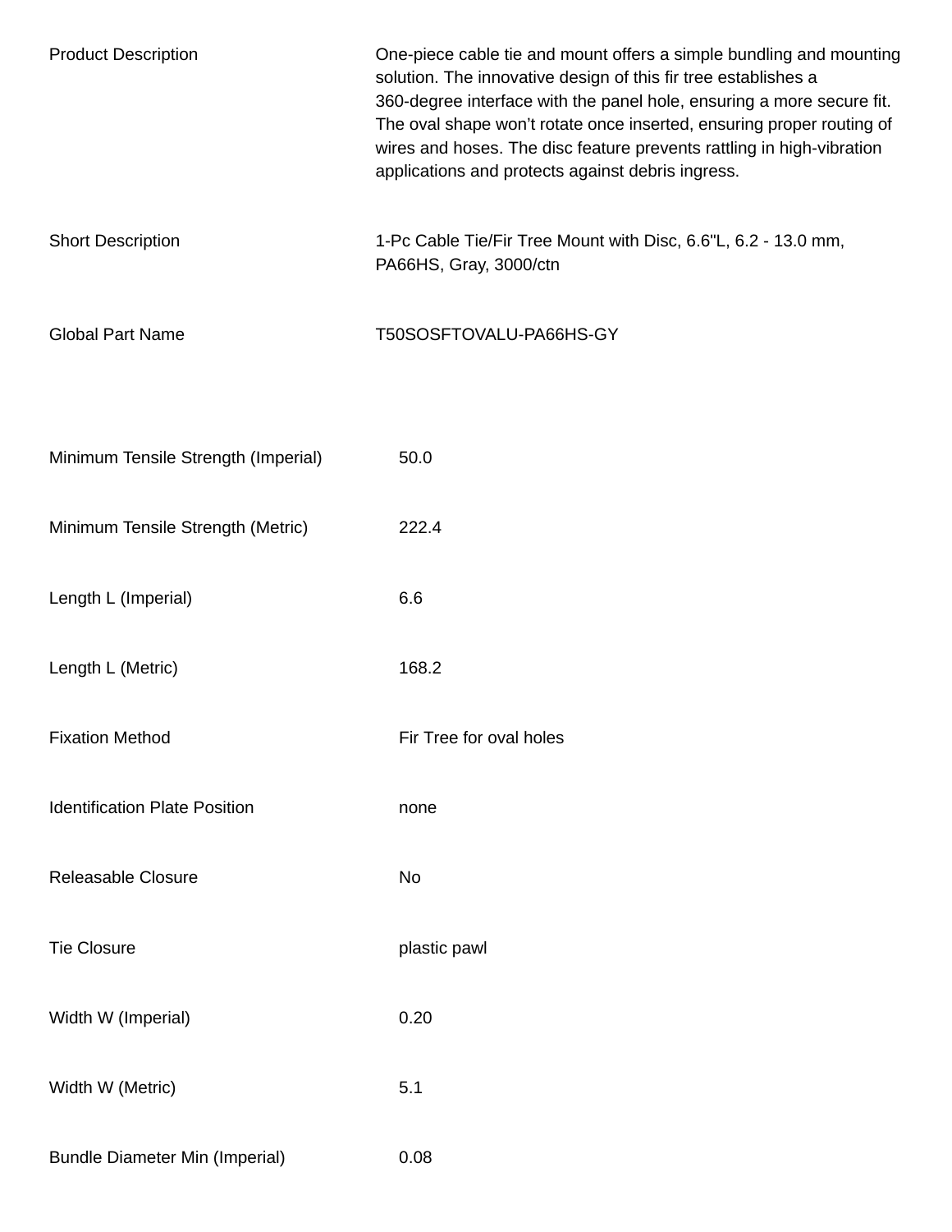| | |
|---|---|
| Product Description | One-piece cable tie and mount offers a simple bundling and mounting solution. The innovative design of this fir tree establishes a 360-degree interface with the panel hole, ensuring a more secure fit. The oval shape won't rotate once inserted, ensuring proper routing of wires and hoses. The disc feature prevents rattling in high-vibration applications and protects against debris ingress. |
| Short Description | 1-Pc Cable Tie/Fir Tree Mount with Disc, 6.6"L, 6.2 - 13.0 mm, PA66HS, Gray, 3000/ctn |
| Global Part Name | T50SOSFTOVALU-PA66HS-GY |

| | |
|---|---|
| Minimum Tensile Strength (Imperial) | 50.0 |
| Minimum Tensile Strength (Metric) | 222.4 |
| Length L (Imperial) | 6.6 |
| Length L (Metric) | 168.2 |
| Fixation Method | Fir Tree for oval holes |
| Identification Plate Position | none |
| Releasable Closure | No |
| Tie Closure | plastic pawl |
| Width W (Imperial) | 0.20 |
| Width W (Metric) | 5.1 |
| Bundle Diameter Min (Imperial) | 0.08 |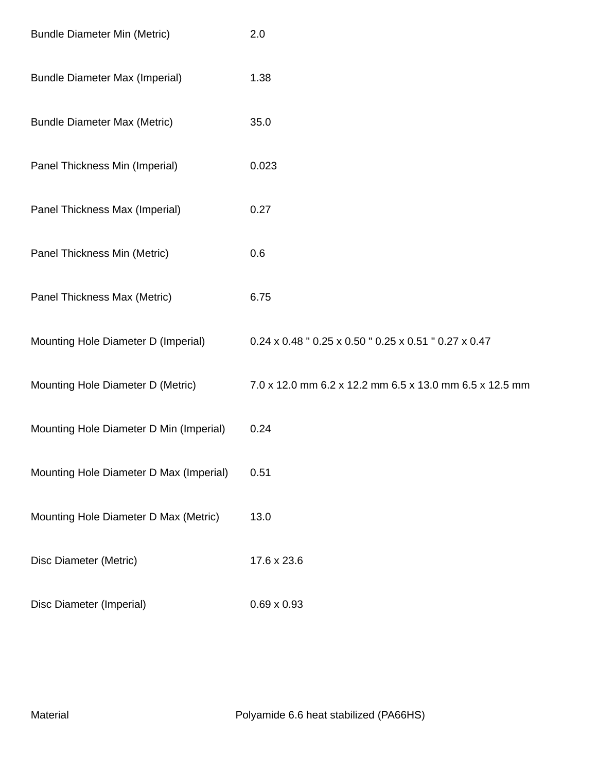| | |
|---|---|
| Bundle Diameter Min (Metric) | 2.0 |
| Bundle Diameter Max (Imperial) | 1.38 |
| Bundle Diameter Max (Metric) | 35.0 |
| Panel Thickness Min (Imperial) | 0.023 |
| Panel Thickness Max (Imperial) | 0.27 |
| Panel Thickness Min (Metric) | 0.6 |
| Panel Thickness Max (Metric) | 6.75 |
| Mounting Hole Diameter D (Imperial) | 0.24 x 0.48 " 0.25 x 0.50 " 0.25 x 0.51 " 0.27 x 0.47 |
| Mounting Hole Diameter D (Metric) | 7.0 x 12.0 mm 6.2 x 12.2 mm 6.5 x 13.0 mm 6.5 x 12.5 mm |
| Mounting Hole Diameter D Min (Imperial) | 0.24 |
| Mounting Hole Diameter D Max (Imperial) | 0.51 |
| Mounting Hole Diameter D Max (Metric) | 13.0 |
| Disc Diameter (Metric) | 17.6 x 23.6 |
| Disc Diameter (Imperial) | 0.69 x 0.93 |

| | |
|---|---|
| Material | Polyamide 6.6 heat stabilized (PA66HS) |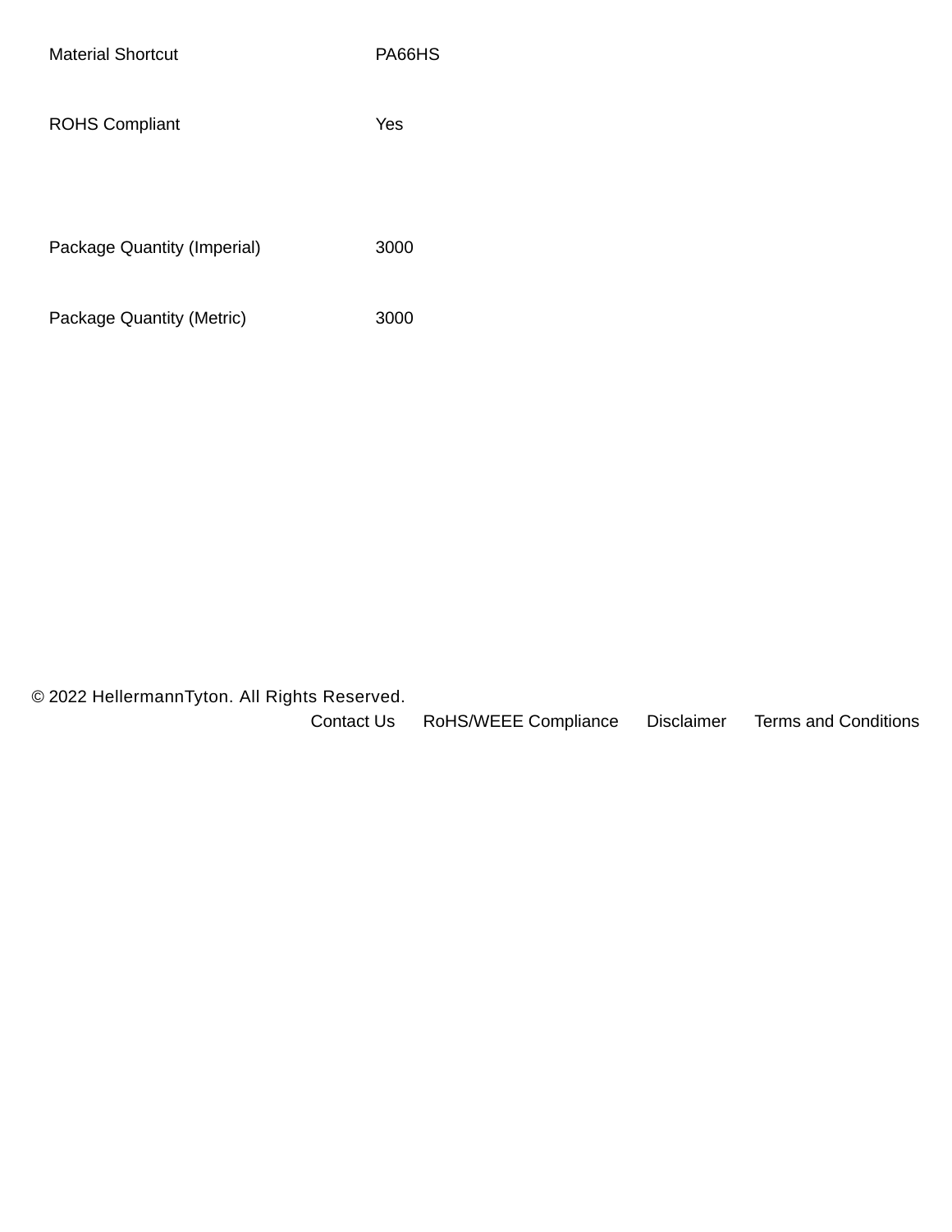| | |
|---|---|
| Material Shortcut | PA66HS |
| ROHS Compliant | Yes |
| Package Quantity (Imperial) | 3000 |
| Package Quantity (Metric) | 3000 |

© 2022 HellermannTyton. All Rights Reserved.

Contact Us    RoHS/WEEE Compliance    Disclaimer    Terms and Conditions